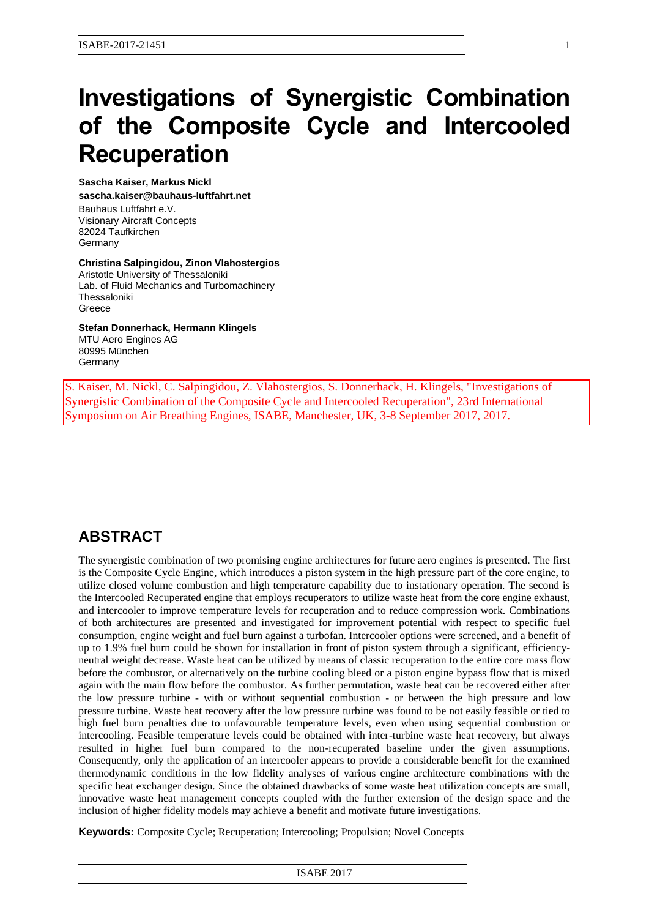# Investigations of Synergistic Combination of the Composite Cycle and Intercooled Recuperation

**Sascha Kaiser, Markus Nickl**
**sascha.kaiser@bauhaus-luftfahrt.net**
Bauhaus Luftfahrt e.V.
Visionary Aircraft Concepts
82024 Taufkirchen
Germany

**Christina Salpingidou, Zinon Vlahostergios**
Aristotle University of Thessaloniki
Lab. of Fluid Mechanics and Turbomachinery
Thessaloniki
Greece

**Stefan Donnerhack, Hermann Klingels**
MTU Aero Engines AG
80995 München
Germany

S. Kaiser, M. Nickl, C. Salpingidou, Z. Vlahostergios, S. Donnerhack, H. Klingels, "Investigations of Synergistic Combination of the Composite Cycle and Intercooled Recuperation", 23rd International Symposium on Air Breathing Engines, ISABE, Manchester, UK, 3-8 September 2017, 2017.

## ABSTRACT

The synergistic combination of two promising engine architectures for future aero engines is presented. The first is the Composite Cycle Engine, which introduces a piston system in the high pressure part of the core engine, to utilize closed volume combustion and high temperature capability due to instationary operation. The second is the Intercooled Recuperated engine that employs recuperators to utilize waste heat from the core engine exhaust, and intercooler to improve temperature levels for recuperation and to reduce compression work. Combinations of both architectures are presented and investigated for improvement potential with respect to specific fuel consumption, engine weight and fuel burn against a turbofan. Intercooler options were screened, and a benefit of up to 1.9% fuel burn could be shown for installation in front of piston system through a significant, efficiency-neutral weight decrease. Waste heat can be utilized by means of classic recuperation to the entire core mass flow before the combustor, or alternatively on the turbine cooling bleed or a piston engine bypass flow that is mixed again with the main flow before the combustor. As further permutation, waste heat can be recovered either after the low pressure turbine - with or without sequential combustion - or between the high pressure and low pressure turbine. Waste heat recovery after the low pressure turbine was found to be not easily feasible or tied to high fuel burn penalties due to unfavourable temperature levels, even when using sequential combustion or intercooling. Feasible temperature levels could be obtained with inter-turbine waste heat recovery, but always resulted in higher fuel burn compared to the non-recuperated baseline under the given assumptions. Consequently, only the application of an intercooler appears to provide a considerable benefit for the examined thermodynamic conditions in the low fidelity analyses of various engine architecture combinations with the specific heat exchanger design. Since the obtained drawbacks of some waste heat utilization concepts are small, innovative waste heat management concepts coupled with the further extension of the design space and the inclusion of higher fidelity models may achieve a benefit and motivate future investigations.

**Keywords:** Composite Cycle; Recuperation; Intercooling; Propulsion; Novel Concepts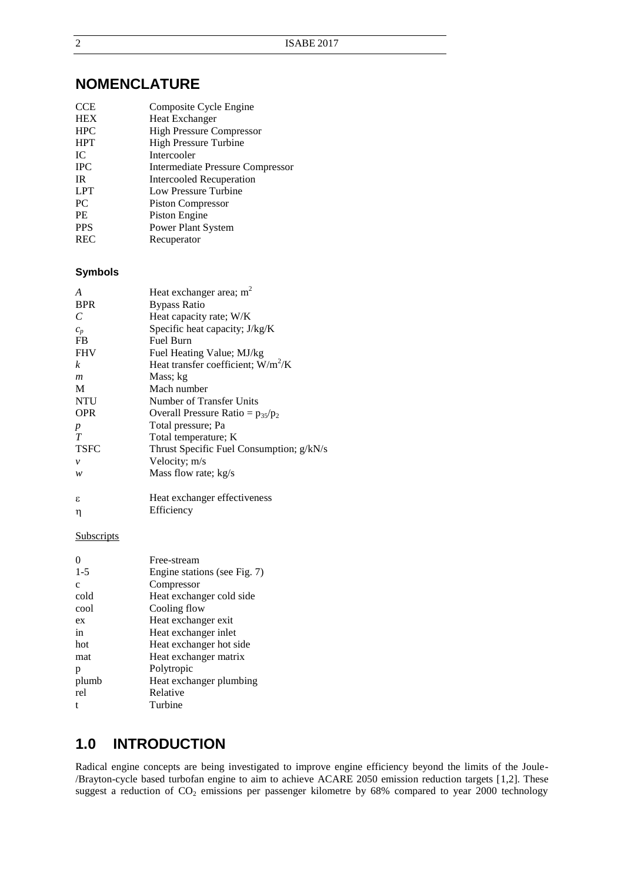## NOMENCLATURE

| | |
|---|---|
| CCE | Composite Cycle Engine |
| HEX | Heat Exchanger |
| HPC | High Pressure Compressor |
| HPT | High Pressure Turbine |
| IC | Intercooler |
| IPC | Intermediate Pressure Compressor |
| IR | Intercooled Recuperation |
| LPT | Low Pressure Turbine |
| PC | Piston Compressor |
| PE | Piston Engine |
| PPS | Power Plant System |
| REC | Recuperator |

### Symbols

| | |
|---|---|
| $A$ | Heat exchanger area; $m^2$ |
| BPR | Bypass Ratio |
| $C$ | Heat capacity rate; W/K |
| $c_p$ | Specific heat capacity; J/kg/K |
| FB | Fuel Burn |
| FHV | Fuel Heating Value; MJ/kg |
| $k$ | Heat transfer coefficient; $W/m^2/K$ |
| $m$ | Mass; kg |
| M | Mach number |
| NTU | Number of Transfer Units |
| OPR | Overall Pressure Ratio = $p_{35}/p_2$ |
| $p$ | Total pressure; Pa |
| $T$ | Total temperature; K |
| TSFC | Thrust Specific Fuel Consumption; g/kN/s |
| $v$ | Velocity; m/s |
| $w$ | Mass flow rate; kg/s |
| $\varepsilon$ | Heat exchanger effectiveness |
| $\eta$ | Efficiency |

Subscripts

| | |
|---|---|
| 0 | Free-stream |
| 1-5 | Engine stations (see Fig. 7) |
| c | Compressor |
| cold | Heat exchanger cold side |
| cool | Cooling flow |
| ex | Heat exchanger exit |
| in | Heat exchanger inlet |
| hot | Heat exchanger hot side |
| mat | Heat exchanger matrix |
| p | Polytropic |
| plumb | Heat exchanger plumbing |
| rel | Relative |
| t | Turbine |

## 1.0 INTRODUCTION

Radical engine concepts are being investigated to improve engine efficiency beyond the limits of the Joule-/Brayton-cycle based turbofan engine to aim to achieve ACARE 2050 emission reduction targets [1,2]. These suggest a reduction of $CO_2$ emissions per passenger kilometre by 68% compared to year 2000 technology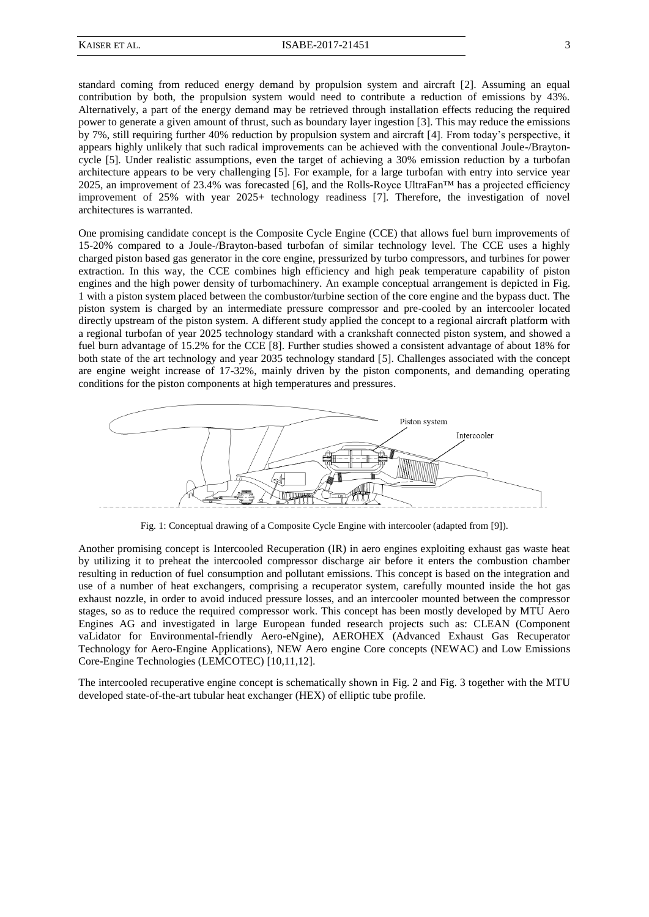standard coming from reduced energy demand by propulsion system and aircraft [2]. Assuming an equal contribution by both, the propulsion system would need to contribute a reduction of emissions by 43%. Alternatively, a part of the energy demand may be retrieved through installation effects reducing the required power to generate a given amount of thrust, such as boundary layer ingestion [3]. This may reduce the emissions by 7%, still requiring further 40% reduction by propulsion system and aircraft [4]. From today's perspective, it appears highly unlikely that such radical improvements can be achieved with the conventional Joule-/Brayton-cycle [5]. Under realistic assumptions, even the target of achieving a 30% emission reduction by a turbofan architecture appears to be very challenging [5]. For example, for a large turbofan with entry into service year 2025, an improvement of 23.4% was forecasted [6], and the Rolls-Royce UltraFan™ has a projected efficiency improvement of 25% with year 2025+ technology readiness [7]. Therefore, the investigation of novel architectures is warranted.

One promising candidate concept is the Composite Cycle Engine (CCE) that allows fuel burn improvements of 15-20% compared to a Joule-/Brayton-based turbofan of similar technology level. The CCE uses a highly charged piston based gas generator in the core engine, pressurized by turbo compressors, and turbines for power extraction. In this way, the CCE combines high efficiency and high peak temperature capability of piston engines and the high power density of turbomachinery. An example conceptual arrangement is depicted in Fig. 1 with a piston system placed between the combustor/turbine section of the core engine and the bypass duct. The piston system is charged by an intermediate pressure compressor and pre-cooled by an intercooler located directly upstream of the piston system. A different study applied the concept to a regional aircraft platform with a regional turbofan of year 2025 technology standard with a crankshaft connected piston system, and showed a fuel burn advantage of 15.2% for the CCE [8]. Further studies showed a consistent advantage of about 18% for both state of the art technology and year 2035 technology standard [5]. Challenges associated with the concept are engine weight increase of 17-32%, mainly driven by the piston components, and demanding operating conditions for the piston components at high temperatures and pressures.

Fig. 1: Conceptual drawing of a Composite Cycle Engine with intercooler (adapted from [9]).

Another promising concept is Intercooled Recuperation (IR) in aero engines exploiting exhaust gas waste heat by utilizing it to preheat the intercooled compressor discharge air before it enters the combustion chamber resulting in reduction of fuel consumption and pollutant emissions. This concept is based on the integration and use of a number of heat exchangers, comprising a recuperator system, carefully mounted inside the hot gas exhaust nozzle, in order to avoid induced pressure losses, and an intercooler mounted between the compressor stages, so as to reduce the required compressor work. This concept has been mostly developed by MTU Aero Engines AG and investigated in large European funded research projects such as: CLEAN (Component vaLidator for Environmental-friendly Aero-eNgine), AEROHEX (Advanced Exhaust Gas Recuperator Technology for Aero-Engine Applications), NEW Aero engine Core concepts (NEWAC) and Low Emissions Core-Engine Technologies (LEMCOTEC) [10,11,12].

The intercooled recuperative engine concept is schematically shown in Fig. 2 and Fig. 3 together with the MTU developed state-of-the-art tubular heat exchanger (HEX) of elliptic tube profile.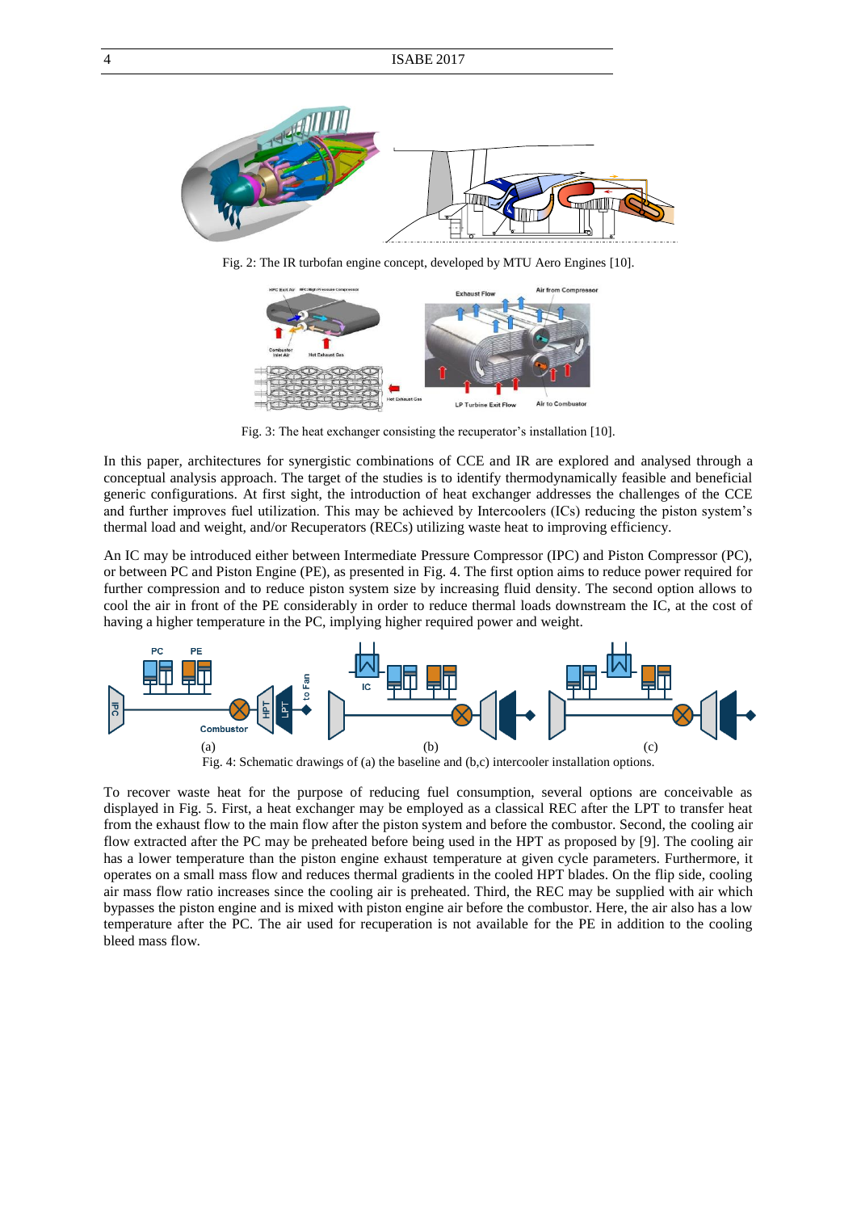Fig. 2: The IR turbofan engine concept, developed by MTU Aero Engines [10].

Fig. 3: The heat exchanger consisting the recuperator's installation [10].

In this paper, architectures for synergistic combinations of CCE and IR are explored and analysed through a conceptual analysis approach. The target of the studies is to identify thermodynamically feasible and beneficial generic configurations. At first sight, the introduction of heat exchanger addresses the challenges of the CCE and further improves fuel utilization. This may be achieved by Intercoolers (ICs) reducing the piston system's thermal load and weight, and/or Recuperators (RECs) utilizing waste heat to improving efficiency.

An IC may be introduced either between Intermediate Pressure Compressor (IPC) and Piston Compressor (PC), or between PC and Piston Engine (PE), as presented in Fig. 4. The first option aims to reduce power required for further compression and to reduce piston system size by increasing fluid density. The second option allows to cool the air in front of the PE considerably in order to reduce thermal loads downstream the IC, at the cost of having a higher temperature in the PC, implying higher required power and weight.

Fig. 4: Schematic drawings of (a) the baseline and (b,c) intercooler installation options.

To recover waste heat for the purpose of reducing fuel consumption, several options are conceivable as displayed in Fig. 5. First, a heat exchanger may be employed as a classical REC after the LPT to transfer heat from the exhaust flow to the main flow after the piston system and before the combustor. Second, the cooling air flow extracted after the PC may be preheated before being used in the HPT as proposed by [9]. The cooling air has a lower temperature than the piston engine exhaust temperature at given cycle parameters. Furthermore, it operates on a small mass flow and reduces thermal gradients in the cooled HPT blades. On the flip side, cooling air mass flow ratio increases since the cooling air is preheated. Third, the REC may be supplied with air which bypasses the piston engine and is mixed with piston engine air before the combustor. Here, the air also has a low temperature after the PC. The air used for recuperation is not available for the PE in addition to the cooling bleed mass flow.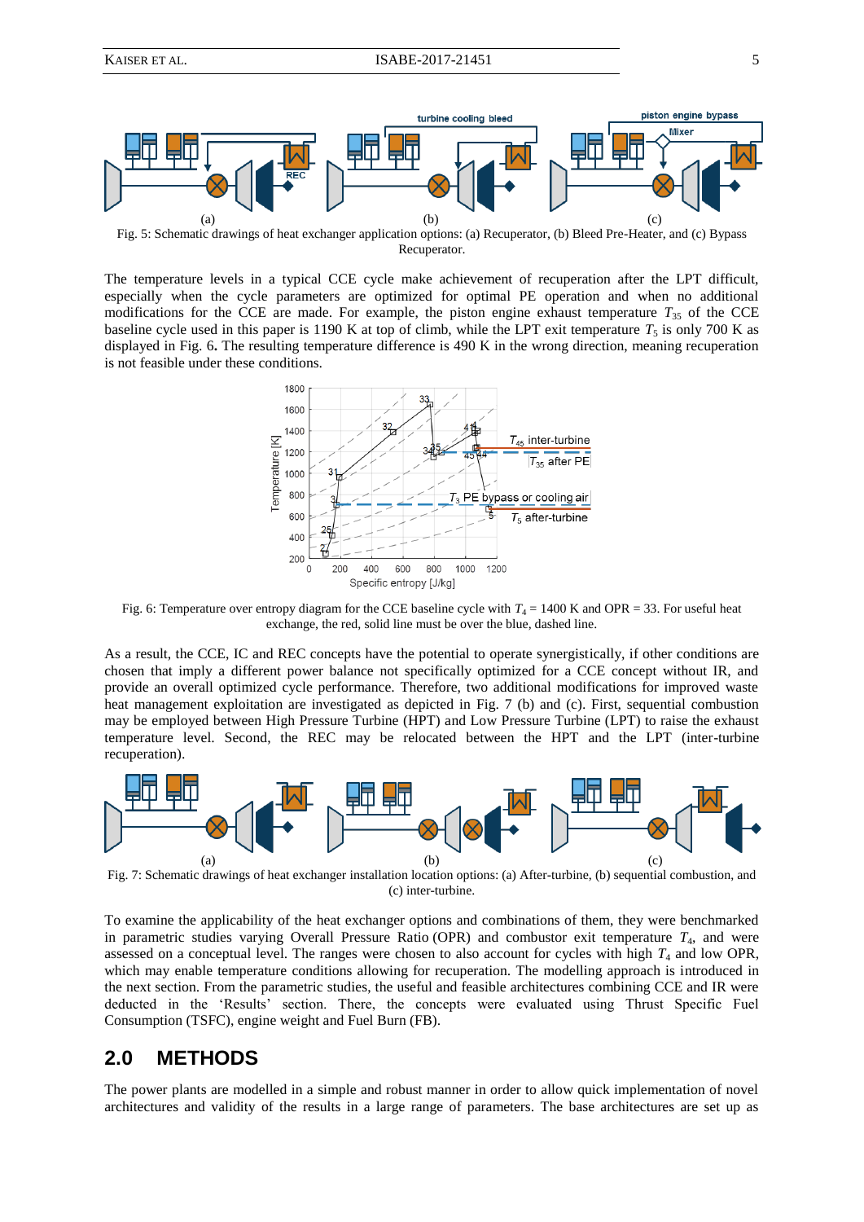Fig. 5: Schematic drawings of heat exchanger application options: (a) Recuperator, (b) Bleed Pre-Heater, and (c) Bypass Recuperator.

The temperature levels in a typical CCE cycle make achievement of recuperation after the LPT difficult, especially when the cycle parameters are optimized for optimal PE operation and when no additional modifications for the CCE are made. For example, the piston engine exhaust temperature $T_{35}$ of the CCE baseline cycle used in this paper is 1190 K at top of climb, while the LPT exit temperature $T_5$ is only 700 K as displayed in Fig. 6**.** The resulting temperature difference is 490 K in the wrong direction, meaning recuperation is not feasible under these conditions.

Fig. 6: Temperature over entropy diagram for the CCE baseline cycle with $T_4$ = 1400 K and OPR = 33. For useful heat exchange, the red, solid line must be over the blue, dashed line.

As a result, the CCE, IC and REC concepts have the potential to operate synergistically, if other conditions are chosen that imply a different power balance not specifically optimized for a CCE concept without IR, and provide an overall optimized cycle performance. Therefore, two additional modifications for improved waste heat management exploitation are investigated as depicted in Fig. 7 (b) and (c). First, sequential combustion may be employed between High Pressure Turbine (HPT) and Low Pressure Turbine (LPT) to raise the exhaust temperature level. Second, the REC may be relocated between the HPT and the LPT (inter-turbine recuperation).

Fig. 7: Schematic drawings of heat exchanger installation location options: (a) After-turbine, (b) sequential combustion, and (c) inter-turbine.

To examine the applicability of the heat exchanger options and combinations of them, they were benchmarked in parametric studies varying Overall Pressure Ratio (OPR) and combustor exit temperature $T_4$, and were assessed on a conceptual level. The ranges were chosen to also account for cycles with high $T_4$ and low OPR, which may enable temperature conditions allowing for recuperation. The modelling approach is introduced in the next section. From the parametric studies, the useful and feasible architectures combining CCE and IR were deducted in the 'Results' section. There, the concepts were evaluated using Thrust Specific Fuel Consumption (TSFC), engine weight and Fuel Burn (FB).

## 2.0 METHODS

The power plants are modelled in a simple and robust manner in order to allow quick implementation of novel architectures and validity of the results in a large range of parameters. The base architectures are set up as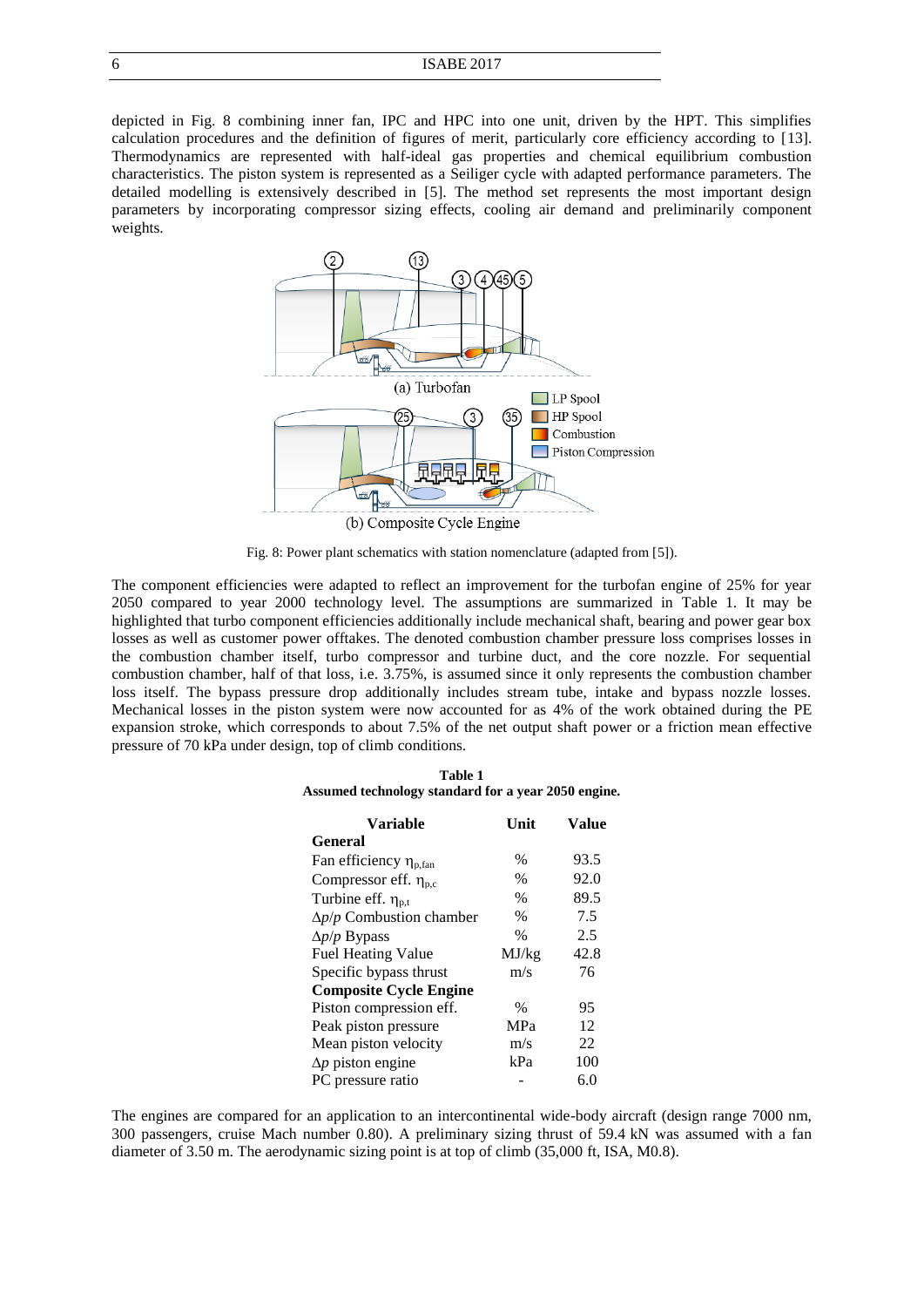depicted in Fig. 8 combining inner fan, IPC and HPC into one unit, driven by the HPT. This simplifies calculation procedures and the definition of figures of merit, particularly core efficiency according to [13]. Thermodynamics are represented with half-ideal gas properties and chemical equilibrium combustion characteristics. The piston system is represented as a Seiliger cycle with adapted performance parameters. The detailed modelling is extensively described in [5]. The method set represents the most important design parameters by incorporating compressor sizing effects, cooling air demand and preliminarily component weights.

Fig. 8: Power plant schematics with station nomenclature (adapted from [5]).

The component efficiencies were adapted to reflect an improvement for the turbofan engine of 25% for year 2050 compared to year 2000 technology level. The assumptions are summarized in Table 1. It may be highlighted that turbo component efficiencies additionally include mechanical shaft, bearing and power gear box losses as well as customer power offtakes. The denoted combustion chamber pressure loss comprises losses in the combustion chamber itself, turbo compressor and turbine duct, and the core nozzle. For sequential combustion chamber, half of that loss, i.e. 3.75%, is assumed since it only represents the combustion chamber loss itself. The bypass pressure drop additionally includes stream tube, intake and bypass nozzle losses. Mechanical losses in the piston system were now accounted for as 4% of the work obtained during the PE expansion stroke, which corresponds to about 7.5% of the net output shaft power or a friction mean effective pressure of 70 kPa under design, top of climb conditions.

**Table 1**
**Assumed technology standard for a year 2050 engine.**

| Variable | Unit | Value |
|---|---|---|
| **General** | | |
| Fan efficiency $\eta_{p,fan}$ | % | 93.5 |
| Compressor eff. $\eta_{p,c}$ | % | 92.0 |
| Turbine eff. $\eta_{p,t}$ | % | 89.5 |
| $\Delta p/p$ Combustion chamber | % | 7.5 |
| $\Delta p/p$ Bypass | % | 2.5 |
| Fuel Heating Value | MJ/kg | 42.8 |
| Specific bypass thrust | m/s | 76 |
| **Composite Cycle Engine** | | |
| Piston compression eff. | % | 95 |
| Peak piston pressure | MPa | 12 |
| Mean piston velocity | m/s | 22 |
| $\Delta p$ piston engine | kPa | 100 |
| PC pressure ratio | - | 6.0 |

The engines are compared for an application to an intercontinental wide-body aircraft (design range 7000 nm, 300 passengers, cruise Mach number 0.80). A preliminary sizing thrust of 59.4 kN was assumed with a fan diameter of 3.50 m. The aerodynamic sizing point is at top of climb (35,000 ft, ISA, M0.8).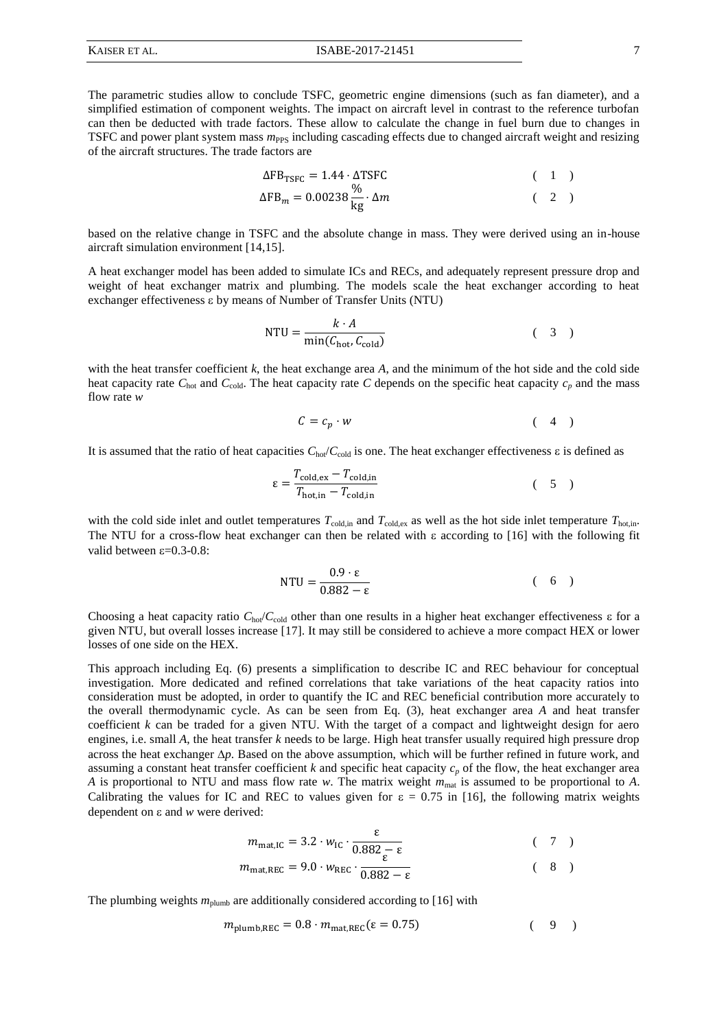The parametric studies allow to conclude TSFC, geometric engine dimensions (such as fan diameter), and a simplified estimation of component weights. The impact on aircraft level in contrast to the reference turbofan can then be deducted with trade factors. These allow to calculate the change in fuel burn due to changes in TSFC and power plant system mass $m_{PPS}$ including cascading effects due to changed aircraft weight and resizing of the aircraft structures. The trade factors are

$$\Delta \mathrm{FB}_{\mathrm{TSFC}} = 1.44 \cdot \Delta \mathrm{TSFC} \qquad (1)$$

$$\Delta \mathrm{FB}_{m} = 0.00238 \frac{\%}{\mathrm{kg}} \cdot \Delta m \qquad (2)$$

based on the relative change in TSFC and the absolute change in mass. They were derived using an in-house aircraft simulation environment [14,15].

A heat exchanger model has been added to simulate ICs and RECs, and adequately represent pressure drop and weight of heat exchanger matrix and plumbing. The models scale the heat exchanger according to heat exchanger effectiveness ε by means of Number of Transfer Units (NTU)

$$\mathrm{NTU} = \frac{k \cdot A}{\min(C_{\mathrm{hot}}, C_{\mathrm{cold}})} \qquad (3)$$

with the heat transfer coefficient $k$, the heat exchange area $A$, and the minimum of the hot side and the cold side heat capacity rate $C_{\mathrm{hot}}$ and $C_{\mathrm{cold}}$. The heat capacity rate $C$ depends on the specific heat capacity $c_p$ and the mass flow rate $w$

$$C = c_p \cdot w \qquad (4)$$

It is assumed that the ratio of heat capacities $C_{\mathrm{hot}}/C_{\mathrm{cold}}$ is one. The heat exchanger effectiveness ε is defined as

$$\varepsilon = \frac{T_{\mathrm{cold,ex}} - T_{\mathrm{cold,in}}}{T_{\mathrm{hot,in}} - T_{\mathrm{cold,in}}} \qquad (5)$$

with the cold side inlet and outlet temperatures $T_{\mathrm{cold,in}}$ and $T_{\mathrm{cold,ex}}$ as well as the hot side inlet temperature $T_{\mathrm{hot,in}}$. The NTU for a cross-flow heat exchanger can then be related with ε according to [16] with the following fit valid between ε=0.3-0.8:

$$\mathrm{NTU} = \frac{0.9 \cdot \varepsilon}{0.882 - \varepsilon} \qquad (6)$$

Choosing a heat capacity ratio $C_{\mathrm{hot}}/C_{\mathrm{cold}}$ other than one results in a higher heat exchanger effectiveness ε for a given NTU, but overall losses increase [17]. It may still be considered to achieve a more compact HEX or lower losses of one side on the HEX.

This approach including Eq. (6) presents a simplification to describe IC and REC behaviour for conceptual investigation. More dedicated and refined correlations that take variations of the heat capacity ratios into consideration must be adopted, in order to quantify the IC and REC beneficial contribution more accurately to the overall thermodynamic cycle. As can be seen from Eq. (3), heat exchanger area $A$ and heat transfer coefficient $k$ can be traded for a given NTU. With the target of a compact and lightweight design for aero engines, i.e. small $A$, the heat transfer $k$ needs to be large. High heat transfer usually required high pressure drop across the heat exchanger $\Delta p$. Based on the above assumption, which will be further refined in future work, and assuming a constant heat transfer coefficient $k$ and specific heat capacity $c_p$ of the flow, the heat exchanger area $A$ is proportional to NTU and mass flow rate $w$. The matrix weight $m_{\mathrm{mat}}$ is assumed to be proportional to $A$. Calibrating the values for IC and REC to values given for ε = 0.75 in [16], the following matrix weights dependent on ε and $w$ were derived:

$$m_{\mathrm{mat,IC}} = 3.2 \cdot w_{\mathrm{IC}} \cdot \frac{\varepsilon}{0.882 - \varepsilon} \qquad (7)$$

$$m_{\mathrm{mat,REC}} = 9.0 \cdot w_{\mathrm{REC}} \cdot \frac{\varepsilon}{0.882 - \varepsilon} \qquad (8)$$

The plumbing weights $m_{\mathrm{plumb}}$ are additionally considered according to [16] with

$$m_{\mathrm{plumb,REC}} = 0.8 \cdot m_{\mathrm{mat,REC}}(\varepsilon = 0.75) \qquad (9)$$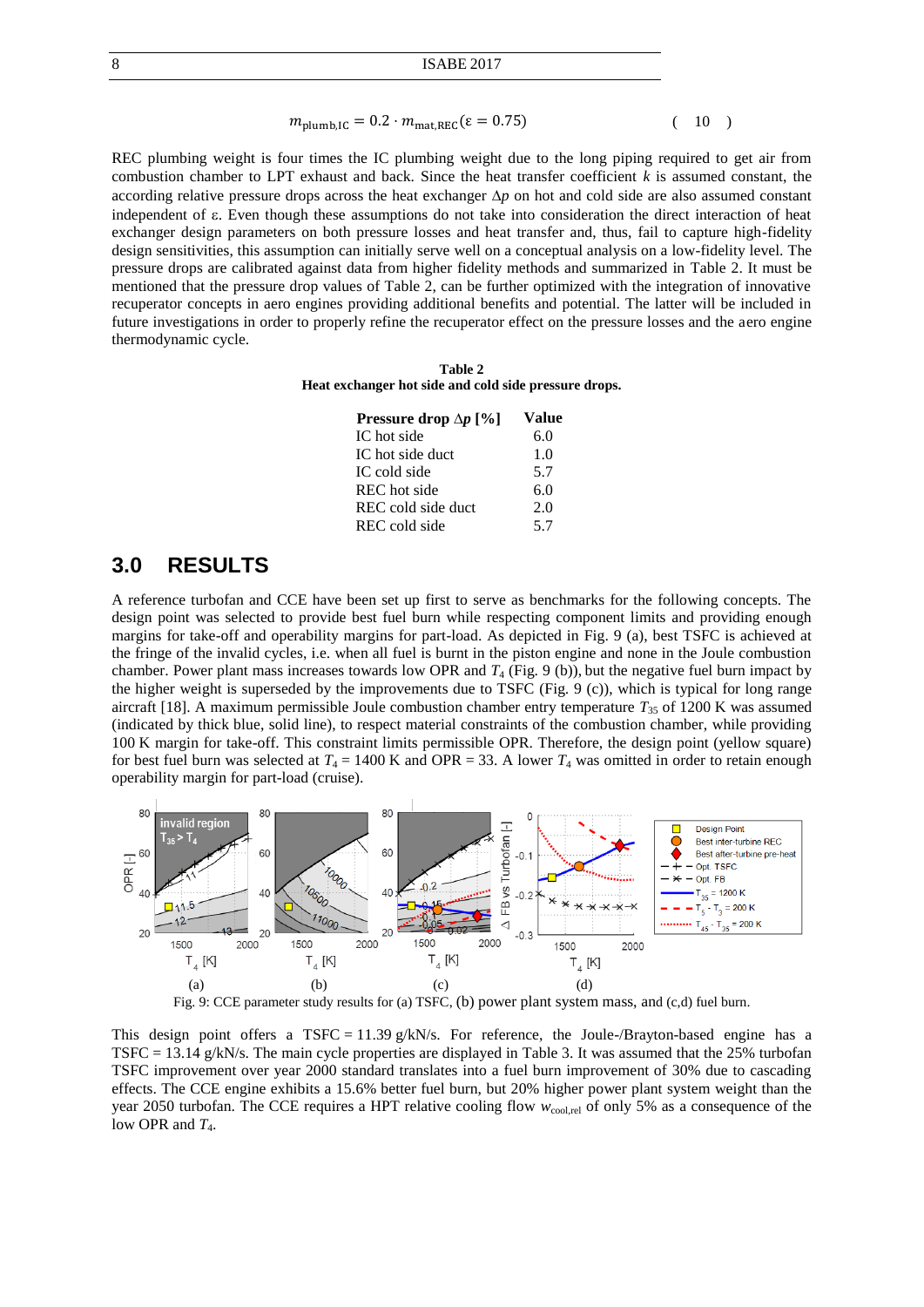$$m_{\text{plumb,IC}} = 0.2 \cdot m_{\text{mat,REC}}(\varepsilon = 0.75) \tag{10}$$

REC plumbing weight is four times the IC plumbing weight due to the long piping required to get air from combustion chamber to LPT exhaust and back. Since the heat transfer coefficient $k$ is assumed constant, the according relative pressure drops across the heat exchanger $\Delta p$ on hot and cold side are also assumed constant independent of ε. Even though these assumptions do not take into consideration the direct interaction of heat exchanger design parameters on both pressure losses and heat transfer and, thus, fail to capture high-fidelity design sensitivities, this assumption can initially serve well on a conceptual analysis on a low-fidelity level. The pressure drops are calibrated against data from higher fidelity methods and summarized in Table 2. It must be mentioned that the pressure drop values of Table 2, can be further optimized with the integration of innovative recuperator concepts in aero engines providing additional benefits and potential. The latter will be included in future investigations in order to properly refine the recuperator effect on the pressure losses and the aero engine thermodynamic cycle.

**Table 2**
**Heat exchanger hot side and cold side pressure drops.**

| Pressure drop $\Delta p$ [%] | Value |
|---|---|
| IC hot side | 6.0 |
| IC hot side duct | 1.0 |
| IC cold side | 5.7 |
| REC hot side | 6.0 |
| REC cold side duct | 2.0 |
| REC cold side | 5.7 |

## 3.0 RESULTS

A reference turbofan and CCE have been set up first to serve as benchmarks for the following concepts. The design point was selected to provide best fuel burn while respecting component limits and providing enough margins for take-off and operability margins for part-load. As depicted in Fig. 9 (a), best TSFC is achieved at the fringe of the invalid cycles, i.e. when all fuel is burnt in the piston engine and none in the Joule combustion chamber. Power plant mass increases towards low OPR and $T_4$ (Fig. 9 (b)), but the negative fuel burn impact by the higher weight is superseded by the improvements due to TSFC (Fig. 9 (c)), which is typical for long range aircraft [18]. A maximum permissible Joule combustion chamber entry temperature $T_{35}$ of 1200 K was assumed (indicated by thick blue, solid line), to respect material constraints of the combustion chamber, while providing 100 K margin for take-off. This constraint limits permissible OPR. Therefore, the design point (yellow square) for best fuel burn was selected at $T_4$ = 1400 K and OPR = 33. A lower $T_4$ was omitted in order to retain enough operability margin for part-load (cruise).

Fig. 9: CCE parameter study results for (a) TSFC, (b) power plant system mass, and (c,d) fuel burn.

This design point offers a TSFC = 11.39 g/kN/s. For reference, the Joule-/Brayton-based engine has a TSFC = 13.14 g/kN/s. The main cycle properties are displayed in Table 3. It was assumed that the 25% turbofan TSFC improvement over year 2000 standard translates into a fuel burn improvement of 30% due to cascading effects. The CCE engine exhibits a 15.6% better fuel burn, but 20% higher power plant system weight than the year 2050 turbofan. The CCE requires a HPT relative cooling flow $w_{\text{cool,rel}}$ of only 5% as a consequence of the low OPR and $T_4$.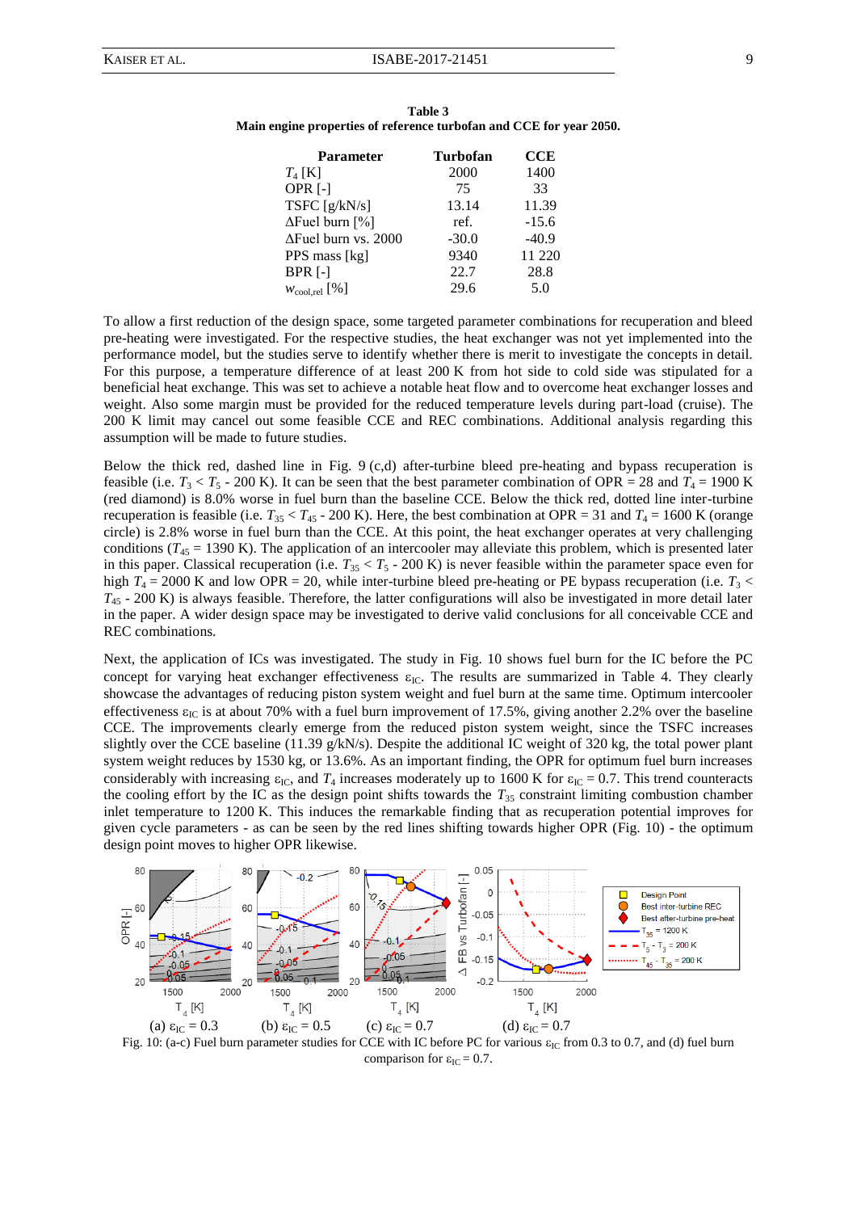**Table 3**
**Main engine properties of reference turbofan and CCE for year 2050.**

| Parameter | Turbofan | CCE |
|---|---|---|
| $T_4$ [K] | 2000 | 1400 |
| OPR [-] | 75 | 33 |
| TSFC [g/kN/s] | 13.14 | 11.39 |
| ΔFuel burn [%] | ref. | -15.6 |
| ΔFuel burn vs. 2000 | -30.0 | -40.9 |
| PPS mass [kg] | 9340 | 11 220 |
| BPR [-] | 22.7 | 28.8 |
| $w_{cool,rel}$ [%] | 29.6 | 5.0 |

To allow a first reduction of the design space, some targeted parameter combinations for recuperation and bleed pre-heating were investigated. For the respective studies, the heat exchanger was not yet implemented into the performance model, but the studies serve to identify whether there is merit to investigate the concepts in detail. For this purpose, a temperature difference of at least 200 K from hot side to cold side was stipulated for a beneficial heat exchange. This was set to achieve a notable heat flow and to overcome heat exchanger losses and weight. Also some margin must be provided for the reduced temperature levels during part-load (cruise). The 200 K limit may cancel out some feasible CCE and REC combinations. Additional analysis regarding this assumption will be made to future studies.

Below the thick red, dashed line in Fig. 9 (c,d) after-turbine bleed pre-heating and bypass recuperation is feasible (i.e. $T_3 < T_5$ - 200 K). It can be seen that the best parameter combination of OPR = 28 and $T_4$ = 1900 K (red diamond) is 8.0% worse in fuel burn than the baseline CCE. Below the thick red, dotted line inter-turbine recuperation is feasible (i.e. $T_{35} < T_{45}$ - 200 K). Here, the best combination at OPR = 31 and $T_4$ = 1600 K (orange circle) is 2.8% worse in fuel burn than the CCE. At this point, the heat exchanger operates at very challenging conditions ($T_{45}$ = 1390 K). The application of an intercooler may alleviate this problem, which is presented later in this paper. Classical recuperation (i.e. $T_{35} < T_5$ - 200 K) is never feasible within the parameter space even for high $T_4$ = 2000 K and low OPR = 20, while inter-turbine bleed pre-heating or PE bypass recuperation (i.e. $T_3 < T_{45}$ - 200 K) is always feasible. Therefore, the latter configurations will also be investigated in more detail later in the paper. A wider design space may be investigated to derive valid conclusions for all conceivable CCE and REC combinations.

Next, the application of ICs was investigated. The study in Fig. 10 shows fuel burn for the IC before the PC concept for varying heat exchanger effectiveness $\varepsilon_{IC}$. The results are summarized in Table 4. They clearly showcase the advantages of reducing piston system weight and fuel burn at the same time. Optimum intercooler effectiveness $\varepsilon_{IC}$ is at about 70% with a fuel burn improvement of 17.5%, giving another 2.2% over the baseline CCE. The improvements clearly emerge from the reduced piston system weight, since the TSFC increases slightly over the CCE baseline (11.39 g/kN/s). Despite the additional IC weight of 320 kg, the total power plant system weight reduces by 1530 kg, or 13.6%. As an important finding, the OPR for optimum fuel burn increases considerably with increasing $\varepsilon_{IC}$, and $T_4$ increases moderately up to 1600 K for $\varepsilon_{IC}$ = 0.7. This trend counteracts the cooling effort by the IC as the design point shifts towards the $T_{35}$ constraint limiting combustion chamber inlet temperature to 1200 K. This induces the remarkable finding that as recuperation potential improves for given cycle parameters - as can be seen by the red lines shifting towards higher OPR (Fig. 10) - the optimum design point moves to higher OPR likewise.

Fig. 10: (a-c) Fuel burn parameter studies for CCE with IC before PC for various $\varepsilon_{IC}$ from 0.3 to 0.7, and (d) fuel burn comparison for $\varepsilon_{IC}$ = 0.7.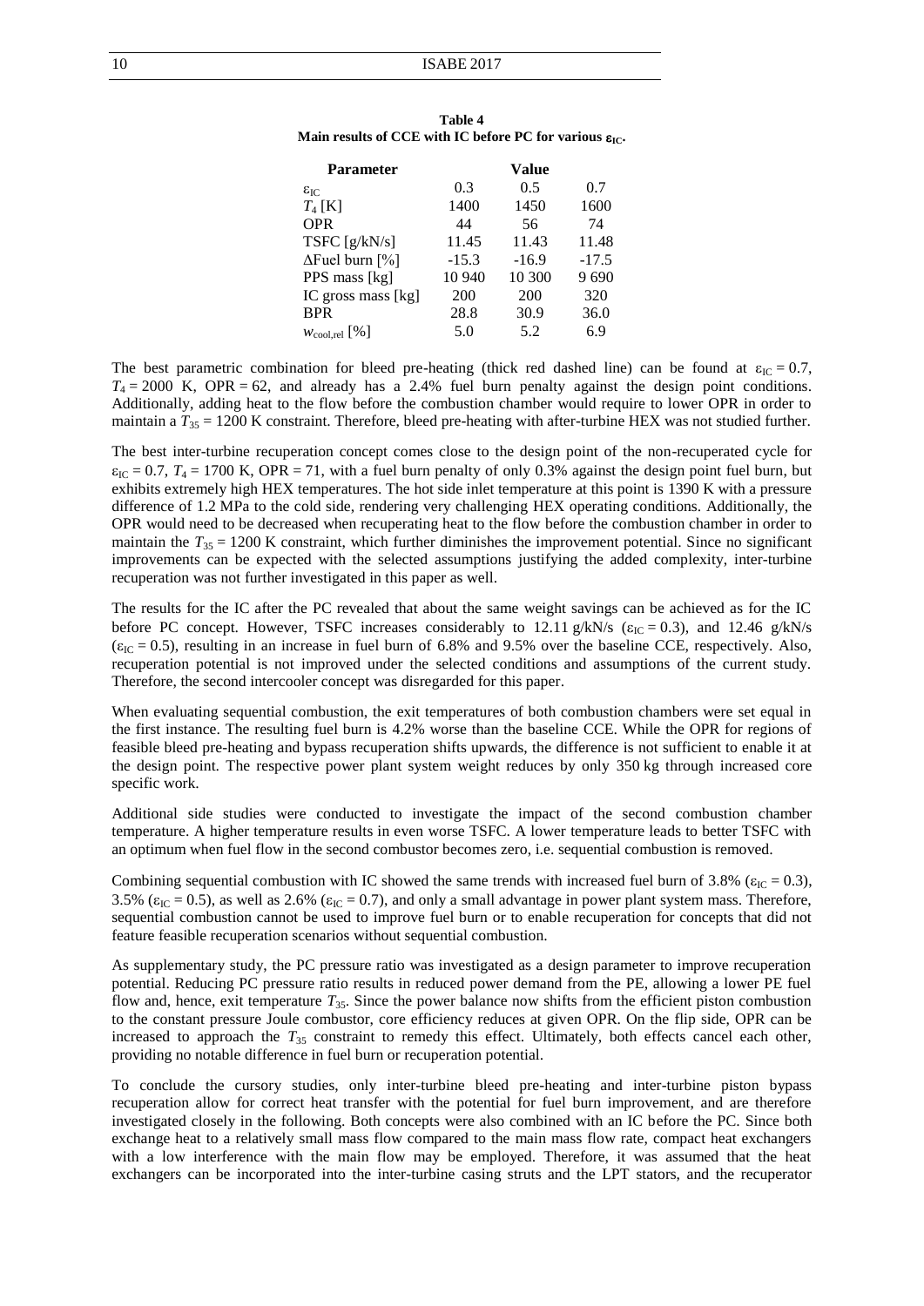**Table 4**
**Main results of CCE with IC before PC for various $\varepsilon_{IC}$.**

| Parameter | Value | | |
|---|---|---|---|
| $\varepsilon_{IC}$ | 0.3 | 0.5 | 0.7 |
| $T_4$ [K] | 1400 | 1450 | 1600 |
| OPR | 44 | 56 | 74 |
| TSFC [g/kN/s] | 11.45 | 11.43 | 11.48 |
| ΔFuel burn [%] | -15.3 | -16.9 | -17.5 |
| PPS mass [kg] | 10 940 | 10 300 | 9 690 |
| IC gross mass [kg] | 200 | 200 | 320 |
| BPR | 28.8 | 30.9 | 36.0 |
| $w_{cool,rel}$ [%] | 5.0 | 5.2 | 6.9 |

The best parametric combination for bleed pre-heating (thick red dashed line) can be found at $\varepsilon_{IC} = 0.7$, $T_4 = 2000$ K, OPR = 62, and already has a 2.4% fuel burn penalty against the design point conditions. Additionally, adding heat to the flow before the combustion chamber would require to lower OPR in order to maintain a $T_{35} = 1200$ K constraint. Therefore, bleed pre-heating with after-turbine HEX was not studied further.

The best inter-turbine recuperation concept comes close to the design point of the non-recuperated cycle for $\varepsilon_{IC} = 0.7$, $T_4 = 1700$ K, OPR = 71, with a fuel burn penalty of only 0.3% against the design point fuel burn, but exhibits extremely high HEX temperatures. The hot side inlet temperature at this point is 1390 K with a pressure difference of 1.2 MPa to the cold side, rendering very challenging HEX operating conditions. Additionally, the OPR would need to be decreased when recuperating heat to the flow before the combustion chamber in order to maintain the $T_{35} = 1200$ K constraint, which further diminishes the improvement potential. Since no significant improvements can be expected with the selected assumptions justifying the added complexity, inter-turbine recuperation was not further investigated in this paper as well.

The results for the IC after the PC revealed that about the same weight savings can be achieved as for the IC before PC concept. However, TSFC increases considerably to 12.11 g/kN/s ($\varepsilon_{IC} = 0.3$), and 12.46 g/kN/s ($\varepsilon_{IC} = 0.5$), resulting in an increase in fuel burn of 6.8% and 9.5% over the baseline CCE, respectively. Also, recuperation potential is not improved under the selected conditions and assumptions of the current study. Therefore, the second intercooler concept was disregarded for this paper.

When evaluating sequential combustion, the exit temperatures of both combustion chambers were set equal in the first instance. The resulting fuel burn is 4.2% worse than the baseline CCE. While the OPR for regions of feasible bleed pre-heating and bypass recuperation shifts upwards, the difference is not sufficient to enable it at the design point. The respective power plant system weight reduces by only 350 kg through increased core specific work.

Additional side studies were conducted to investigate the impact of the second combustion chamber temperature. A higher temperature results in even worse TSFC. A lower temperature leads to better TSFC with an optimum when fuel flow in the second combustor becomes zero, i.e. sequential combustion is removed.

Combining sequential combustion with IC showed the same trends with increased fuel burn of 3.8% ($\varepsilon_{IC} = 0.3$), 3.5% ($\varepsilon_{IC} = 0.5$), as well as 2.6% ($\varepsilon_{IC} = 0.7$), and only a small advantage in power plant system mass. Therefore, sequential combustion cannot be used to improve fuel burn or to enable recuperation for concepts that did not feature feasible recuperation scenarios without sequential combustion.

As supplementary study, the PC pressure ratio was investigated as a design parameter to improve recuperation potential. Reducing PC pressure ratio results in reduced power demand from the PE, allowing a lower PE fuel flow and, hence, exit temperature $T_{35}$. Since the power balance now shifts from the efficient piston combustion to the constant pressure Joule combustor, core efficiency reduces at given OPR. On the flip side, OPR can be increased to approach the $T_{35}$ constraint to remedy this effect. Ultimately, both effects cancel each other, providing no notable difference in fuel burn or recuperation potential.

To conclude the cursory studies, only inter-turbine bleed pre-heating and inter-turbine piston bypass recuperation allow for correct heat transfer with the potential for fuel burn improvement, and are therefore investigated closely in the following. Both concepts were also combined with an IC before the PC. Since both exchange heat to a relatively small mass flow compared to the main mass flow rate, compact heat exchangers with a low interference with the main flow may be employed. Therefore, it was assumed that the heat exchangers can be incorporated into the inter-turbine casing struts and the LPT stators, and the recuperator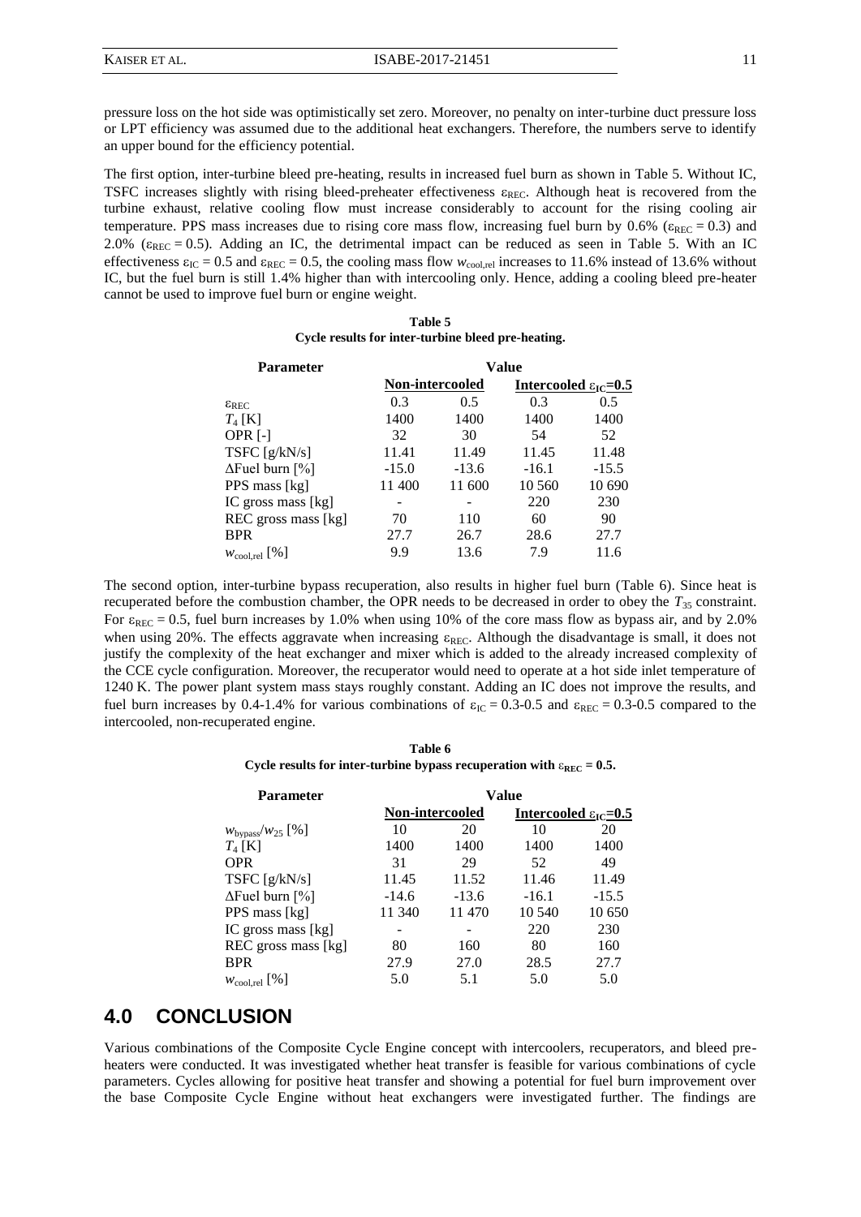pressure loss on the hot side was optimistically set zero. Moreover, no penalty on inter-turbine duct pressure loss or LPT efficiency was assumed due to the additional heat exchangers. Therefore, the numbers serve to identify an upper bound for the efficiency potential.

The first option, inter-turbine bleed pre-heating, results in increased fuel burn as shown in Table 5. Without IC, TSFC increases slightly with rising bleed-preheater effectiveness $\varepsilon_{REC}$. Although heat is recovered from the turbine exhaust, relative cooling flow must increase considerably to account for the rising cooling air temperature. PPS mass increases due to rising core mass flow, increasing fuel burn by 0.6% ($\varepsilon_{REC} = 0.3$) and 2.0% ($\varepsilon_{REC} = 0.5$). Adding an IC, the detrimental impact can be reduced as seen in Table 5. With an IC effectiveness $\varepsilon_{IC} = 0.5$ and $\varepsilon_{REC} = 0.5$, the cooling mass flow $w_{cool,rel}$ increases to 11.6% instead of 13.6% without IC, but the fuel burn is still 1.4% higher than with intercooling only. Hence, adding a cooling bleed pre-heater cannot be used to improve fuel burn or engine weight.

**Table 5**
**Cycle results for inter-turbine bleed pre-heating.**

| Parameter | Value | | | |
|---|---|---|---|---|
| | Non-intercooled | | Intercooled $\varepsilon_{IC}$=0.5 | |
| $\varepsilon_{REC}$ | 0.3 | 0.5 | 0.3 | 0.5 |
| $T_4$ [K] | 1400 | 1400 | 1400 | 1400 |
| OPR [-] | 32 | 30 | 54 | 52 |
| TSFC [g/kN/s] | 11.41 | 11.49 | 11.45 | 11.48 |
| ΔFuel burn [%] | -15.0 | -13.6 | -16.1 | -15.5 |
| PPS mass [kg] | 11 400 | 11 600 | 10 560 | 10 690 |
| IC gross mass [kg] | - | - | 220 | 230 |
| REC gross mass [kg] | 70 | 110 | 60 | 90 |
| BPR | 27.7 | 26.7 | 28.6 | 27.7 |
| $w_{cool,rel}$ [%] | 9.9 | 13.6 | 7.9 | 11.6 |

The second option, inter-turbine bypass recuperation, also results in higher fuel burn (Table 6). Since heat is recuperated before the combustion chamber, the OPR needs to be decreased in order to obey the $T_{35}$ constraint. For $\varepsilon_{REC} = 0.5$, fuel burn increases by 1.0% when using 10% of the core mass flow as bypass air, and by 2.0% when using 20%. The effects aggravate when increasing $\varepsilon_{REC}$. Although the disadvantage is small, it does not justify the complexity of the heat exchanger and mixer which is added to the already increased complexity of the CCE cycle configuration. Moreover, the recuperator would need to operate at a hot side inlet temperature of 1240 K. The power plant system mass stays roughly constant. Adding an IC does not improve the results, and fuel burn increases by 0.4-1.4% for various combinations of $\varepsilon_{IC} = 0.3$-$0.5$ and $\varepsilon_{REC} = 0.3$-$0.5$ compared to the intercooled, non-recuperated engine.

**Table 6**
**Cycle results for inter-turbine bypass recuperation with $\varepsilon_{REC} = 0.5$.**

| Parameter | Value | | | |
|---|---|---|---|---|
| | Non-intercooled | | Intercooled $\varepsilon_{IC}$=0.5 | |
| $w_{bypass}/w_{25}$ [%] | 10 | 20 | 10 | 20 |
| $T_4$ [K] | 1400 | 1400 | 1400 | 1400 |
| OPR | 31 | 29 | 52 | 49 |
| TSFC [g/kN/s] | 11.45 | 11.52 | 11.46 | 11.49 |
| ΔFuel burn [%] | -14.6 | -13.6 | -16.1 | -15.5 |
| PPS mass [kg] | 11 340 | 11 470 | 10 540 | 10 650 |
| IC gross mass [kg] | - | - | 220 | 230 |
| REC gross mass [kg] | 80 | 160 | 80 | 160 |
| BPR | 27.9 | 27.0 | 28.5 | 27.7 |
| $w_{cool,rel}$ [%] | 5.0 | 5.1 | 5.0 | 5.0 |

## 4.0 CONCLUSION

Various combinations of the Composite Cycle Engine concept with intercoolers, recuperators, and bleed pre-heaters were conducted. It was investigated whether heat transfer is feasible for various combinations of cycle parameters. Cycles allowing for positive heat transfer and showing a potential for fuel burn improvement over the base Composite Cycle Engine without heat exchangers were investigated further. The findings are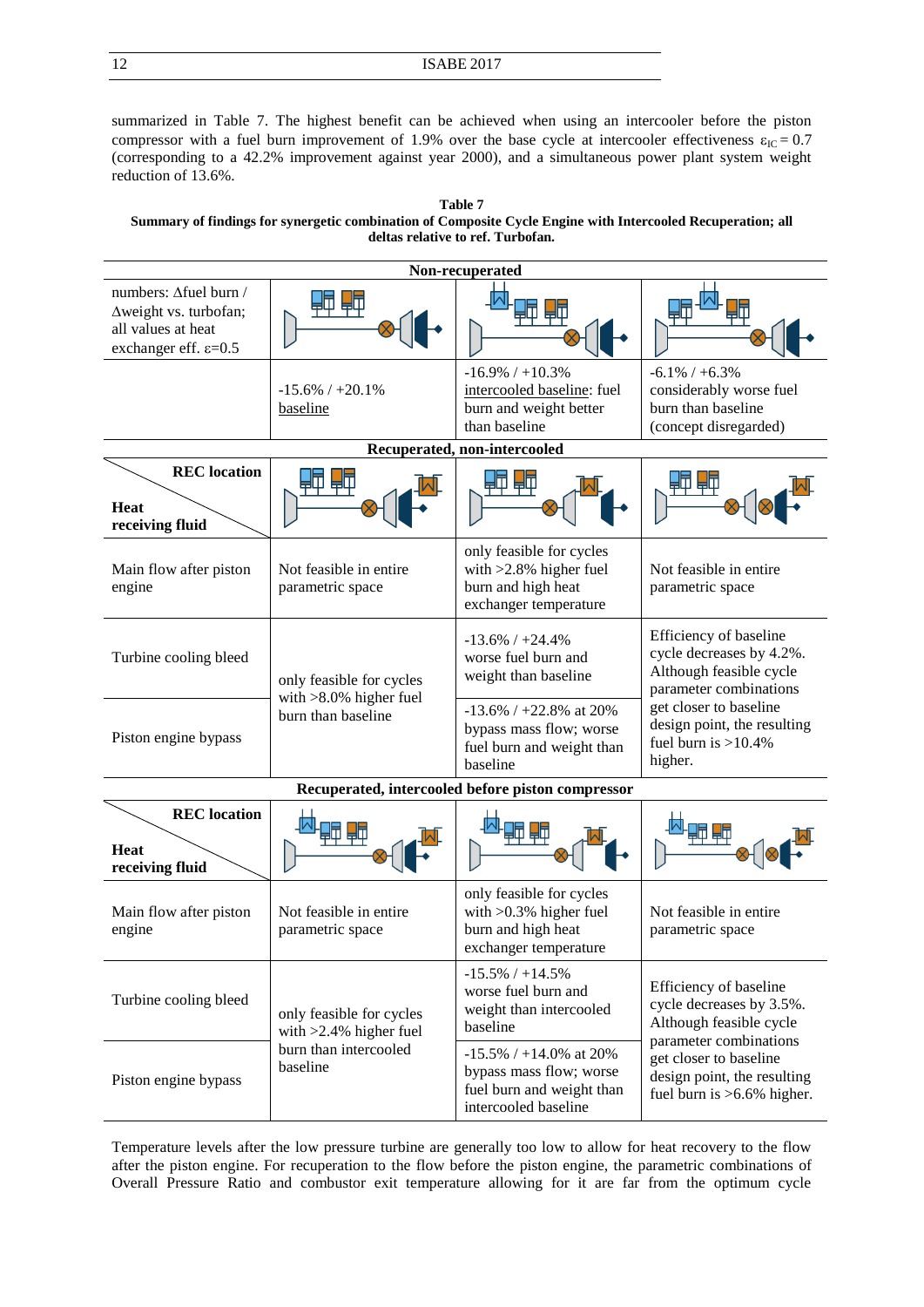summarized in Table 7. The highest benefit can be achieved when using an intercooler before the piston compressor with a fuel burn improvement of 1.9% over the base cycle at intercooler effectiveness $\varepsilon_{IC} = 0.7$ (corresponding to a 42.2% improvement against year 2000), and a simultaneous power plant system weight reduction of 13.6%.

**Table 7**
**Summary of findings for synergetic combination of Composite Cycle Engine with Intercooled Recuperation; all deltas relative to ref. Turbofan.**

| **Non-recuperated** | | | |
|---|---|---|---|
| numbers: Δfuel burn / Δweight vs. turbofan; all values at heat exchanger eff. ε=0.5 | | | |
| | -15.6% / +20.1% <u>baseline</u> | -16.9% / +10.3% <u>intercooled baseline</u>: fuel burn and weight better than baseline | -6.1% / +6.3% considerably worse fuel burn than baseline (concept disregarded) |
| **Recuperated, non-intercooled** | | | |
| **REC location** / **Heat receiving fluid** | | | |
| Main flow after piston engine | Not feasible in entire parametric space | only feasible for cycles with >2.8% higher fuel burn and high heat exchanger temperature | Not feasible in entire parametric space |
| Turbine cooling bleed | only feasible for cycles with >8.0% higher fuel burn than baseline | -13.6% / +24.4% worse fuel burn and weight than baseline | Efficiency of baseline cycle decreases by 4.2%. Although feasible cycle parameter combinations get closer to baseline design point, the resulting fuel burn is >10.4% higher. |
| Piston engine bypass | | -13.6% / +22.8% at 20% bypass mass flow; worse fuel burn and weight than baseline | |
| **Recuperated, intercooled before piston compressor** | | | |
| **REC location** / **Heat receiving fluid** | | | |
| Main flow after piston engine | Not feasible in entire parametric space | only feasible for cycles with >0.3% higher fuel burn and high heat exchanger temperature | Not feasible in entire parametric space |
| Turbine cooling bleed | only feasible for cycles with >2.4% higher fuel burn than intercooled baseline | -15.5% / +14.5% worse fuel burn and weight than intercooled baseline | Efficiency of baseline cycle decreases by 3.5%. Although feasible cycle parameter combinations get closer to baseline design point, the resulting fuel burn is >6.6% higher. |
| Piston engine bypass | | -15.5% / +14.0% at 20% bypass mass flow; worse fuel burn and weight than intercooled baseline | |

Temperature levels after the low pressure turbine are generally too low to allow for heat recovery to the flow after the piston engine. For recuperation to the flow before the piston engine, the parametric combinations of Overall Pressure Ratio and combustor exit temperature allowing for it are far from the optimum cycle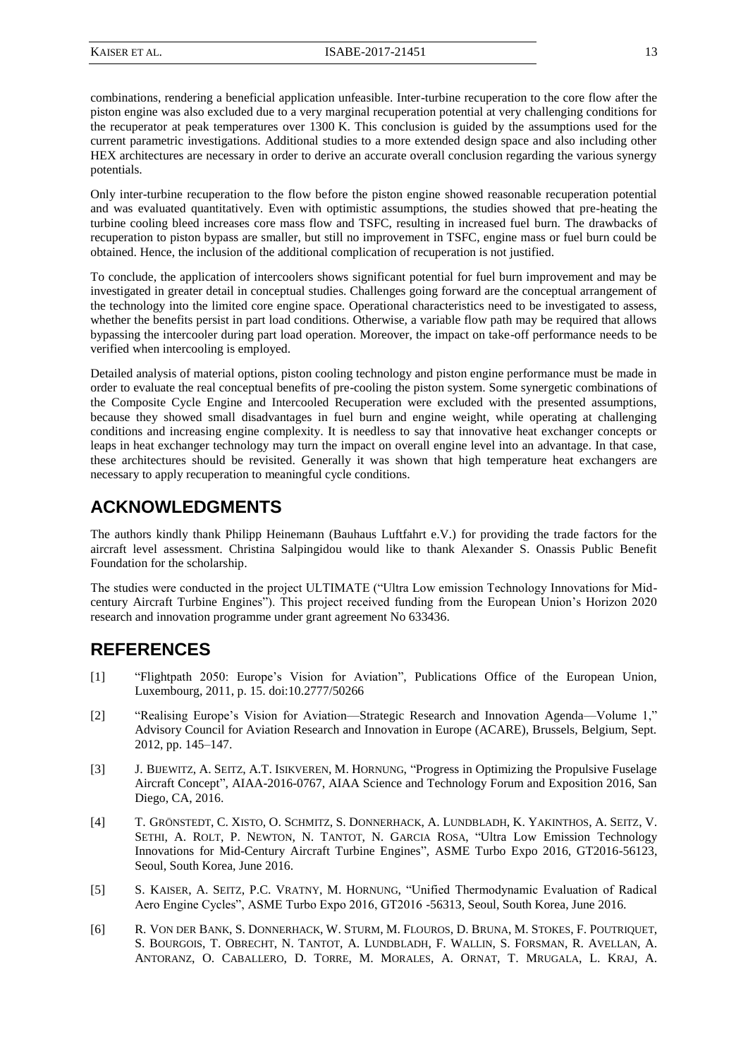combinations, rendering a beneficial application unfeasible. Inter-turbine recuperation to the core flow after the piston engine was also excluded due to a very marginal recuperation potential at very challenging conditions for the recuperator at peak temperatures over 1300 K. This conclusion is guided by the assumptions used for the current parametric investigations. Additional studies to a more extended design space and also including other HEX architectures are necessary in order to derive an accurate overall conclusion regarding the various synergy potentials.

Only inter-turbine recuperation to the flow before the piston engine showed reasonable recuperation potential and was evaluated quantitatively. Even with optimistic assumptions, the studies showed that pre-heating the turbine cooling bleed increases core mass flow and TSFC, resulting in increased fuel burn. The drawbacks of recuperation to piston bypass are smaller, but still no improvement in TSFC, engine mass or fuel burn could be obtained. Hence, the inclusion of the additional complication of recuperation is not justified.

To conclude, the application of intercoolers shows significant potential for fuel burn improvement and may be investigated in greater detail in conceptual studies. Challenges going forward are the conceptual arrangement of the technology into the limited core engine space. Operational characteristics need to be investigated to assess, whether the benefits persist in part load conditions. Otherwise, a variable flow path may be required that allows bypassing the intercooler during part load operation. Moreover, the impact on take-off performance needs to be verified when intercooling is employed.

Detailed analysis of material options, piston cooling technology and piston engine performance must be made in order to evaluate the real conceptual benefits of pre-cooling the piston system. Some synergetic combinations of the Composite Cycle Engine and Intercooled Recuperation were excluded with the presented assumptions, because they showed small disadvantages in fuel burn and engine weight, while operating at challenging conditions and increasing engine complexity. It is needless to say that innovative heat exchanger concepts or leaps in heat exchanger technology may turn the impact on overall engine level into an advantage. In that case, these architectures should be revisited. Generally it was shown that high temperature heat exchangers are necessary to apply recuperation to meaningful cycle conditions.

## ACKNOWLEDGMENTS

The authors kindly thank Philipp Heinemann (Bauhaus Luftfahrt e.V.) for providing the trade factors for the aircraft level assessment. Christina Salpingidou would like to thank Alexander S. Onassis Public Benefit Foundation for the scholarship.

The studies were conducted in the project ULTIMATE ("Ultra Low emission Technology Innovations for Mid-century Aircraft Turbine Engines"). This project received funding from the European Union's Horizon 2020 research and innovation programme under grant agreement No 633436.

## REFERENCES

[1] "Flightpath 2050: Europe's Vision for Aviation", Publications Office of the European Union, Luxembourg, 2011, p. 15. doi:10.2777/50266

[2] "Realising Europe's Vision for Aviation—Strategic Research and Innovation Agenda—Volume 1," Advisory Council for Aviation Research and Innovation in Europe (ACARE), Brussels, Belgium, Sept. 2012, pp. 145–147.

[3] J. Bijewitz, A. Seitz, A.T. Isikveren, M. Hornung, "Progress in Optimizing the Propulsive Fuselage Aircraft Concept", AIAA-2016-0767, AIAA Science and Technology Forum and Exposition 2016, San Diego, CA, 2016.

[4] T. Grönstedt, C. Xisto, O. Schmitz, S. Donnerhack, A. Lundbladh, K. Yakinthos, A. Seitz, V. Sethi, A. Rolt, P. Newton, N. Tantot, N. Garcia Rosa, "Ultra Low Emission Technology Innovations for Mid-Century Aircraft Turbine Engines", ASME Turbo Expo 2016, GT2016-56123, Seoul, South Korea, June 2016.

[5] S. Kaiser, A. Seitz, P.C. Vratny, M. Hornung, "Unified Thermodynamic Evaluation of Radical Aero Engine Cycles", ASME Turbo Expo 2016, GT2016 -56313, Seoul, South Korea, June 2016.

[6] R. von der Bank, S. Donnerhack, W. Sturm, M. Flouros, D. Bruna, M. Stokes, F. Poutriquet, S. Bourgois, T. Obrecht, N. Tantot, A. Lundbladh, F. Wallin, S. Forsman, R. Avellan, A. Antoranz, O. Caballero, D. Torre, M. Morales, A. Ornat, T. Mrugala, L. Kraj, A.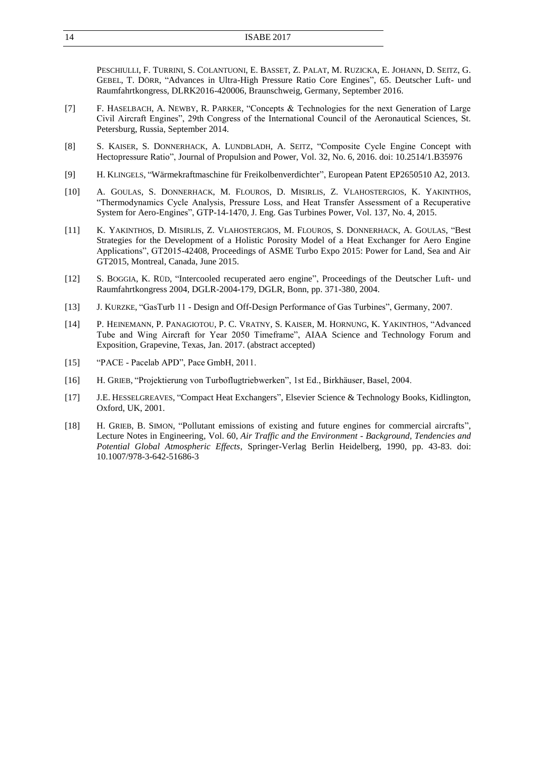PESCHIULLI, F. TURRINI, S. COLANTUONI, E. BASSET, Z. PALAT, M. RUZICKA, E. JOHANN, D. SEITZ, G. GEBEL, T. DÖRR, "Advances in Ultra-High Pressure Ratio Core Engines", 65. Deutscher Luft- und Raumfahrtkongress, DLRK2016-420006, Braunschweig, Germany, September 2016.

[7] F. HASELBACH, A. NEWBY, R. PARKER, "Concepts & Technologies for the next Generation of Large Civil Aircraft Engines", 29th Congress of the International Council of the Aeronautical Sciences, St. Petersburg, Russia, September 2014.

[8] S. KAISER, S. DONNERHACK, A. LUNDBLADH, A. SEITZ, "Composite Cycle Engine Concept with Hectopressure Ratio", Journal of Propulsion and Power, Vol. 32, No. 6, 2016. doi: 10.2514/1.B35976

[9] H. KLINGELS, "Wärmekraftmaschine für Freikolbenverdichter", European Patent EP2650510 A2, 2013.

[10] A. GOULAS, S. DONNERHACK, M. FLOUROS, D. MISIRLIS, Z. VLAHOSTERGIOS, K. YAKINTHOS, "Thermodynamics Cycle Analysis, Pressure Loss, and Heat Transfer Assessment of a Recuperative System for Aero-Engines", GTP-14-1470, J. Eng. Gas Turbines Power, Vol. 137, No. 4, 2015.

[11] K. YAKINTHOS, D. MISIRLIS, Z. VLAHOSTERGIOS, M. FLOUROS, S. DONNERHACK, A. GOULAS, "Best Strategies for the Development of a Holistic Porosity Model of a Heat Exchanger for Aero Engine Applications", GT2015-42408, Proceedings of ASME Turbo Expo 2015: Power for Land, Sea and Air GT2015, Montreal, Canada, June 2015.

[12] S. BOGGIA, K. RÜD, "Intercooled recuperated aero engine", Proceedings of the Deutscher Luft- und Raumfahrtkongress 2004, DGLR-2004-179, DGLR, Bonn, pp. 371-380, 2004.

[13] J. KURZKE, "GasTurb 11 - Design and Off-Design Performance of Gas Turbines", Germany, 2007.

[14] P. HEINEMANN, P. PANAGIOTOU, P. C. VRATNY, S. KAISER, M. HORNUNG, K. YAKINTHOS, "Advanced Tube and Wing Aircraft for Year 2050 Timeframe", AIAA Science and Technology Forum and Exposition, Grapevine, Texas, Jan. 2017. (abstract accepted)

[15] "PACE - Pacelab APD", Pace GmbH, 2011.

[16] H. GRIEB, "Projektierung von Turboflugtriebwerken", 1st Ed., Birkhäuser, Basel, 2004.

[17] J.E. HESSELGREAVES, "Compact Heat Exchangers", Elsevier Science & Technology Books, Kidlington, Oxford, UK, 2001.

[18] H. GRIEB, B. SIMON, "Pollutant emissions of existing and future engines for commercial aircrafts", Lecture Notes in Engineering, Vol. 60, *Air Traffic and the Environment - Background, Tendencies and Potential Global Atmospheric Effects*, Springer-Verlag Berlin Heidelberg, 1990, pp. 43-83. doi: 10.1007/978-3-642-51686-3